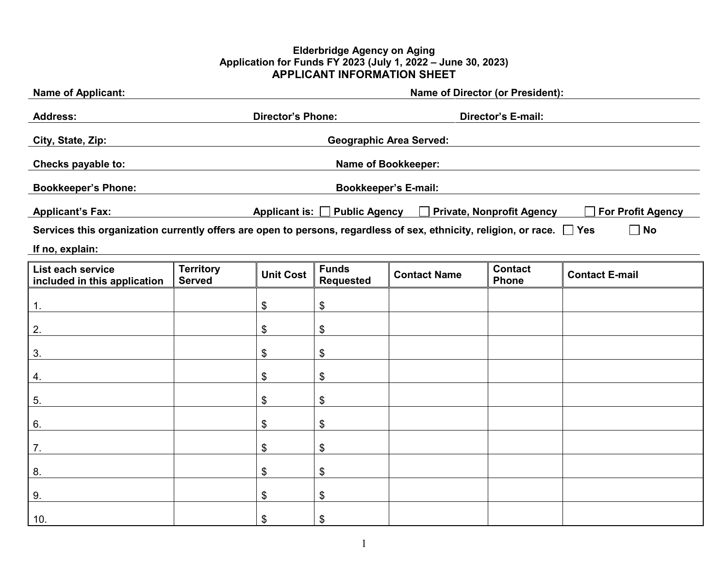**Elderbridge Agency on Aging**
**Application for Funds FY 2023 (July 1, 2022 – June 30, 2023)**

# APPLICANT INFORMATION SHEET

**Name of Applicant:** **Name of Director (or President):**

**Address:** **Director's Phone:** **Director's E-mail:**

**City, State, Zip:** **Geographic Area Served:**

**Checks payable to:** **Name of Bookkeeper:**

**Bookkeeper's Phone:** **Bookkeeper's E-mail:**

**Applicant's Fax:** **Applicant is:** ☐ **Public Agency** ☐ **Private, Nonprofit Agency** ☐ **For Profit Agency**

**Services this organization currently offers are open to persons, regardless of sex, ethnicity, religion, or race.** ☐ **Yes** ☐ **No**

**If no, explain:**

| List each service included in this application | Territory Served | Unit Cost | Funds Requested | Contact Name | Contact Phone | Contact E-mail |
|---|---|---|---|---|---|---|
| 1. | | $ | $ | | | |
| 2. | | $ | $ | | | |
| 3. | | $ | $ | | | |
| 4. | | $ | $ | | | |
| 5. | | $ | $ | | | |
| 6. | | $ | $ | | | |
| 7. | | $ | $ | | | |
| 8. | | $ | $ | | | |
| 9. | | $ | $ | | | |
| 10. | | $ | $ | | | |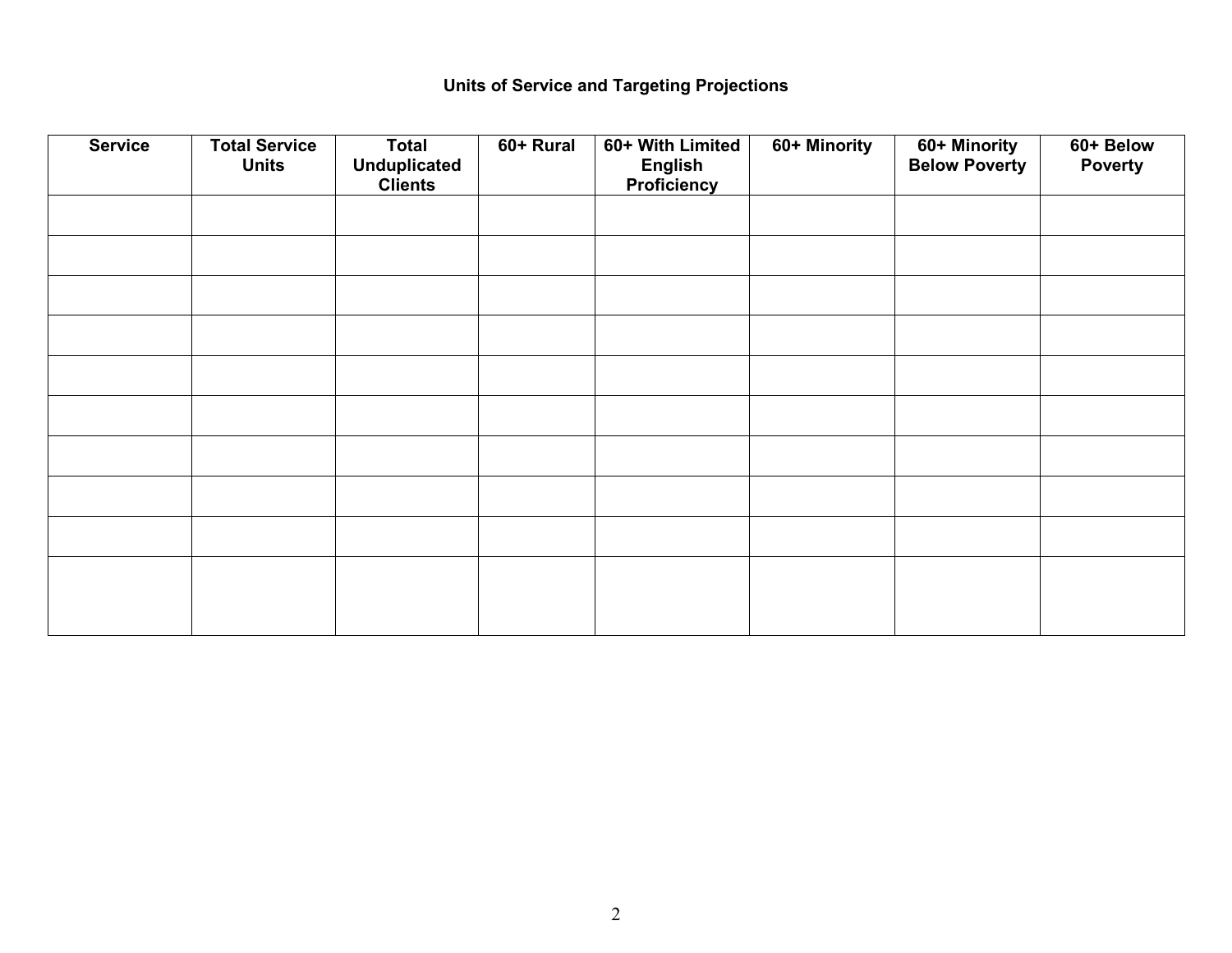## Units of Service and Targeting Projections

| Service | Total Service Units | Total Unduplicated Clients | 60+ Rural | 60+ With Limited English Proficiency | 60+ Minority | 60+ Minority Below Poverty | 60+ Below Poverty |
|---|---|---|---|---|---|---|---|
| | | | | | | | |
| | | | | | | | |
| | | | | | | | |
| | | | | | | | |
| | | | | | | | |
| | | | | | | | |
| | | | | | | | |
| | | | | | | | |
| | | | | | | | |
| | | | | | | | |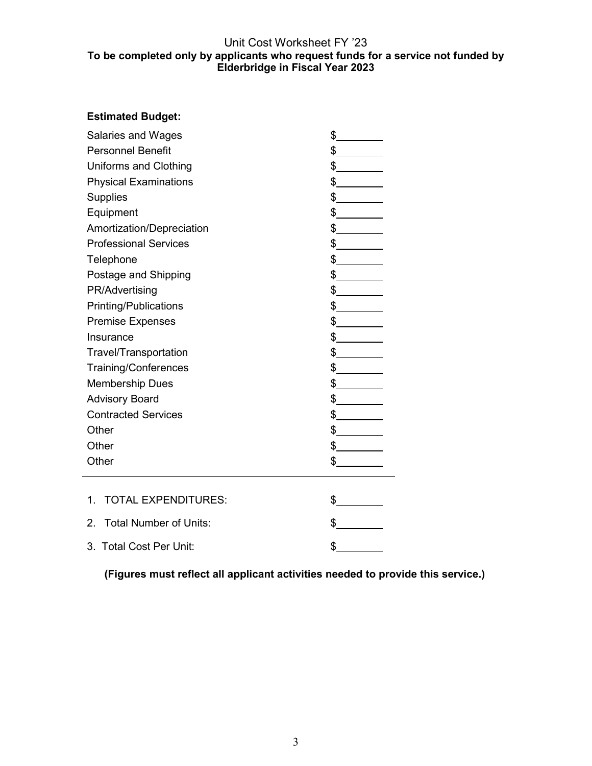# Unit Cost Worksheet FY '23

**To be completed only by applicants who request funds for a service not funded by Elderbridge in Fiscal Year 2023**

**Estimated Budget:**

| | |
|---|---|
| Salaries and Wages | $________ |
| Personnel Benefit | $________ |
| Uniforms and Clothing | $________ |
| Physical Examinations | $________ |
| Supplies | $________ |
| Equipment | $________ |
| Amortization/Depreciation | $________ |
| Professional Services | $________ |
| Telephone | $________ |
| Postage and Shipping | $________ |
| PR/Advertising | $________ |
| Printing/Publications | $________ |
| Premise Expenses | $________ |
| Insurance | $________ |
| Travel/Transportation | $________ |
| Training/Conferences | $________ |
| Membership Dues | $________ |
| Advisory Board | $________ |
| Contracted Services | $________ |
| Other | $________ |
| Other | $________ |
| Other | $________ |

---

| | |
|---|---|
| 1. TOTAL EXPENDITURES: | $________ |
| 2. Total Number of Units: | $________ |
| 3. Total Cost Per Unit: | $________ |

**(Figures must reflect all applicant activities needed to provide this service.)**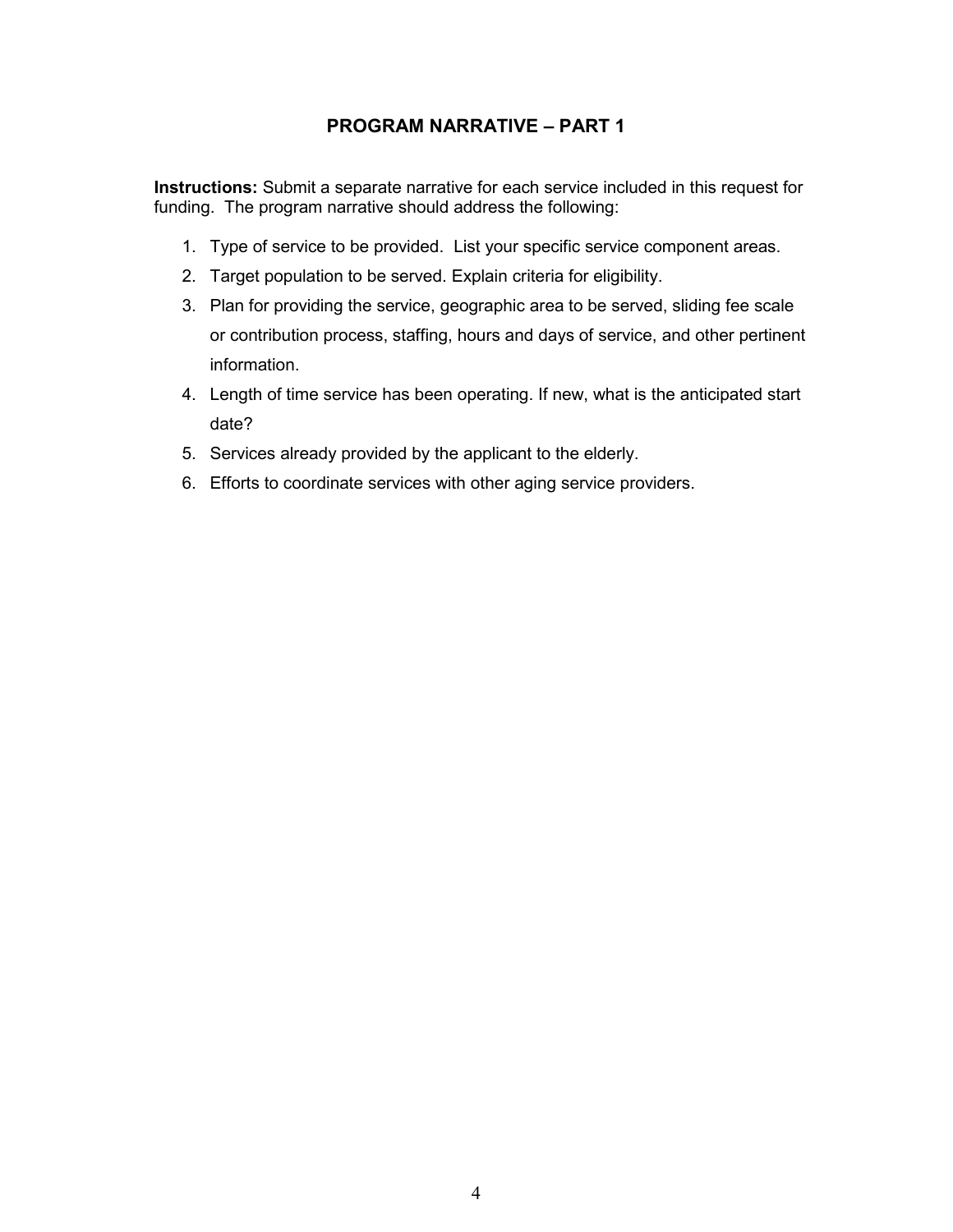## PROGRAM NARRATIVE – PART 1

**Instructions:** Submit a separate narrative for each service included in this request for funding. The program narrative should address the following:

1. Type of service to be provided. List your specific service component areas.
2. Target population to be served. Explain criteria for eligibility.
3. Plan for providing the service, geographic area to be served, sliding fee scale or contribution process, staffing, hours and days of service, and other pertinent information.
4. Length of time service has been operating. If new, what is the anticipated start date?
5. Services already provided by the applicant to the elderly.
6. Efforts to coordinate services with other aging service providers.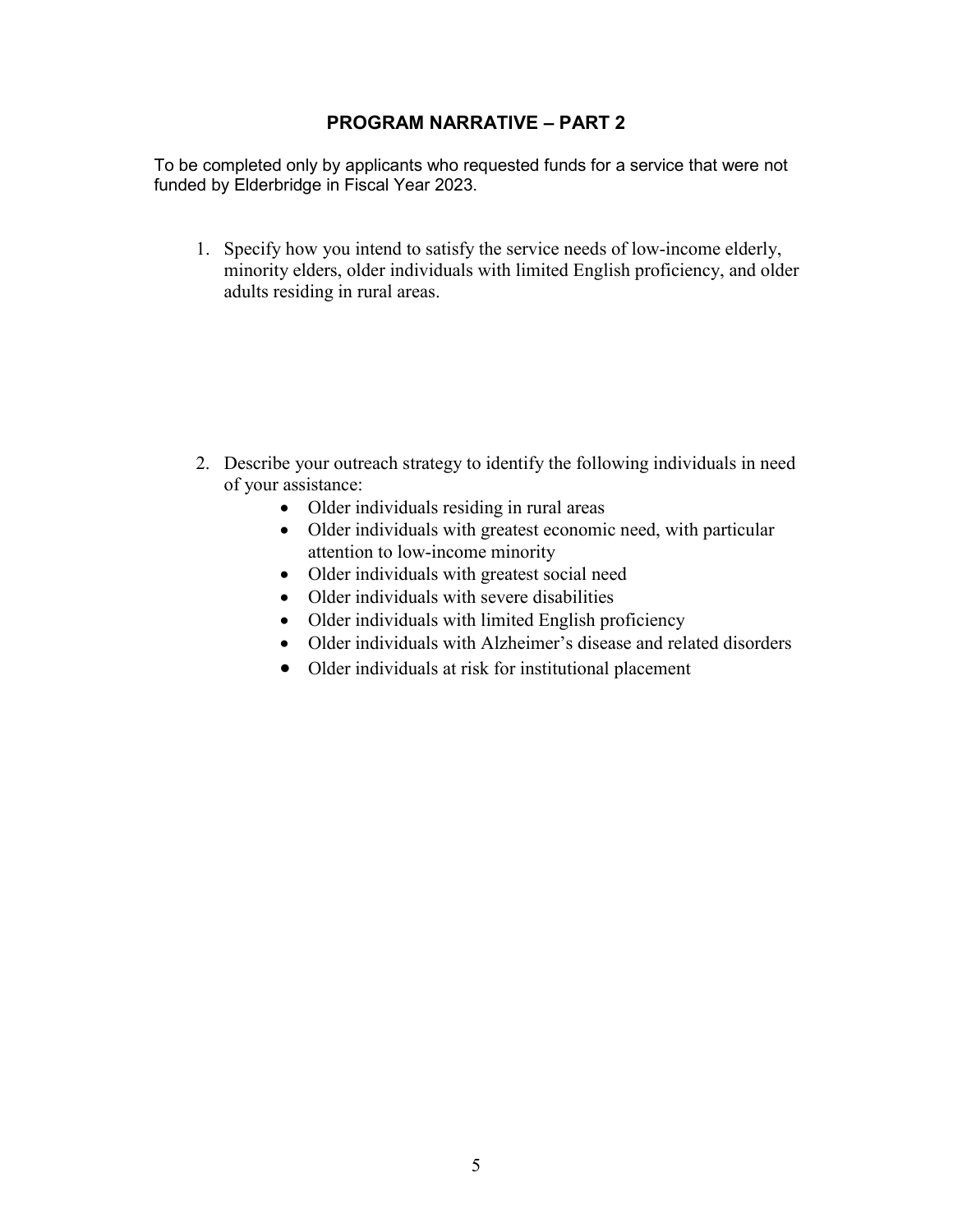## PROGRAM NARRATIVE – PART 2

To be completed only by applicants who requested funds for a service that were not funded by Elderbridge in Fiscal Year 2023.

1. Specify how you intend to satisfy the service needs of low-income elderly, minority elders, older individuals with limited English proficiency, and older adults residing in rural areas.

2. Describe your outreach strategy to identify the following individuals in need of your assistance:
    - Older individuals residing in rural areas
    - Older individuals with greatest economic need, with particular attention to low-income minority
    - Older individuals with greatest social need
    - Older individuals with severe disabilities
    - Older individuals with limited English proficiency
    - Older individuals with Alzheimer's disease and related disorders
    - Older individuals at risk for institutional placement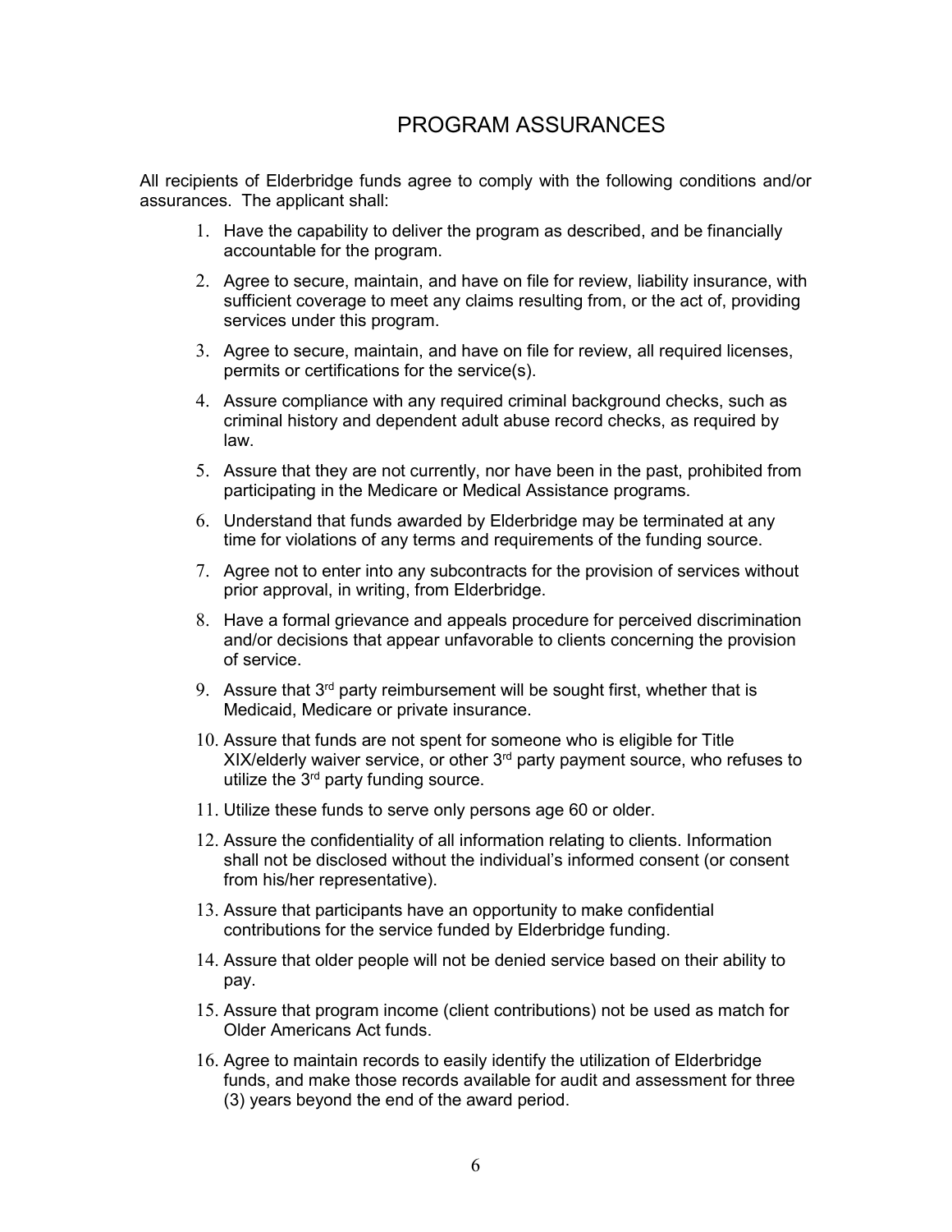# PROGRAM ASSURANCES

All recipients of Elderbridge funds agree to comply with the following conditions and/or assurances. The applicant shall:

1. Have the capability to deliver the program as described, and be financially accountable for the program.
2. Agree to secure, maintain, and have on file for review, liability insurance, with sufficient coverage to meet any claims resulting from, or the act of, providing services under this program.
3. Agree to secure, maintain, and have on file for review, all required licenses, permits or certifications for the service(s).
4. Assure compliance with any required criminal background checks, such as criminal history and dependent adult abuse record checks, as required by law.
5. Assure that they are not currently, nor have been in the past, prohibited from participating in the Medicare or Medical Assistance programs.
6. Understand that funds awarded by Elderbridge may be terminated at any time for violations of any terms and requirements of the funding source.
7. Agree not to enter into any subcontracts for the provision of services without prior approval, in writing, from Elderbridge.
8. Have a formal grievance and appeals procedure for perceived discrimination and/or decisions that appear unfavorable to clients concerning the provision of service.
9. Assure that 3rd party reimbursement will be sought first, whether that is Medicaid, Medicare or private insurance.
10. Assure that funds are not spent for someone who is eligible for Title XIX/elderly waiver service, or other 3rd party payment source, who refuses to utilize the 3rd party funding source.
11. Utilize these funds to serve only persons age 60 or older.
12. Assure the confidentiality of all information relating to clients. Information shall not be disclosed without the individual's informed consent (or consent from his/her representative).
13. Assure that participants have an opportunity to make confidential contributions for the service funded by Elderbridge funding.
14. Assure that older people will not be denied service based on their ability to pay.
15. Assure that program income (client contributions) not be used as match for Older Americans Act funds.
16. Agree to maintain records to easily identify the utilization of Elderbridge funds, and make those records available for audit and assessment for three (3) years beyond the end of the award period.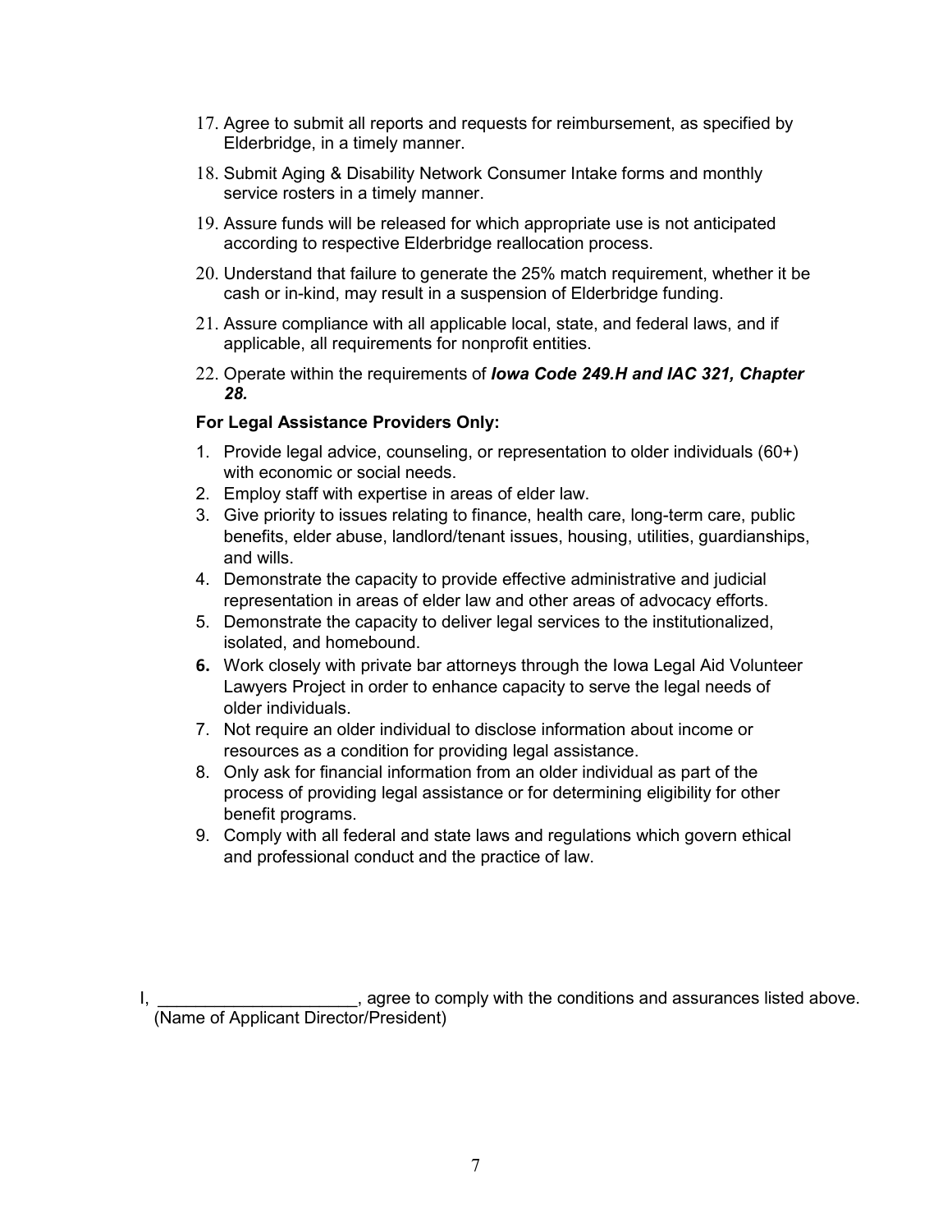17. Agree to submit all reports and requests for reimbursement, as specified by Elderbridge, in a timely manner.
18. Submit Aging & Disability Network Consumer Intake forms and monthly service rosters in a timely manner.
19. Assure funds will be released for which appropriate use is not anticipated according to respective Elderbridge reallocation process.
20. Understand that failure to generate the 25% match requirement, whether it be cash or in-kind, may result in a suspension of Elderbridge funding.
21. Assure compliance with all applicable local, state, and federal laws, and if applicable, all requirements for nonprofit entities.
22. Operate within the requirements of ***Iowa Code 249.H and IAC 321, Chapter 28.***

**For Legal Assistance Providers Only:**

1. Provide legal advice, counseling, or representation to older individuals (60+) with economic or social needs.
2. Employ staff with expertise in areas of elder law.
3. Give priority to issues relating to finance, health care, long-term care, public benefits, elder abuse, landlord/tenant issues, housing, utilities, guardianships, and wills.
4. Demonstrate the capacity to provide effective administrative and judicial representation in areas of elder law and other areas of advocacy efforts.
5. Demonstrate the capacity to deliver legal services to the institutionalized, isolated, and homebound.
6. Work closely with private bar attorneys through the Iowa Legal Aid Volunteer Lawyers Project in order to enhance capacity to serve the legal needs of older individuals.
7. Not require an older individual to disclose information about income or resources as a condition for providing legal assistance.
8. Only ask for financial information from an older individual as part of the process of providing legal assistance or for determining eligibility for other benefit programs.
9. Comply with all federal and state laws and regulations which govern ethical and professional conduct and the practice of law.

I, _____________________, agree to comply with the conditions and assurances listed above.
(Name of Applicant Director/President)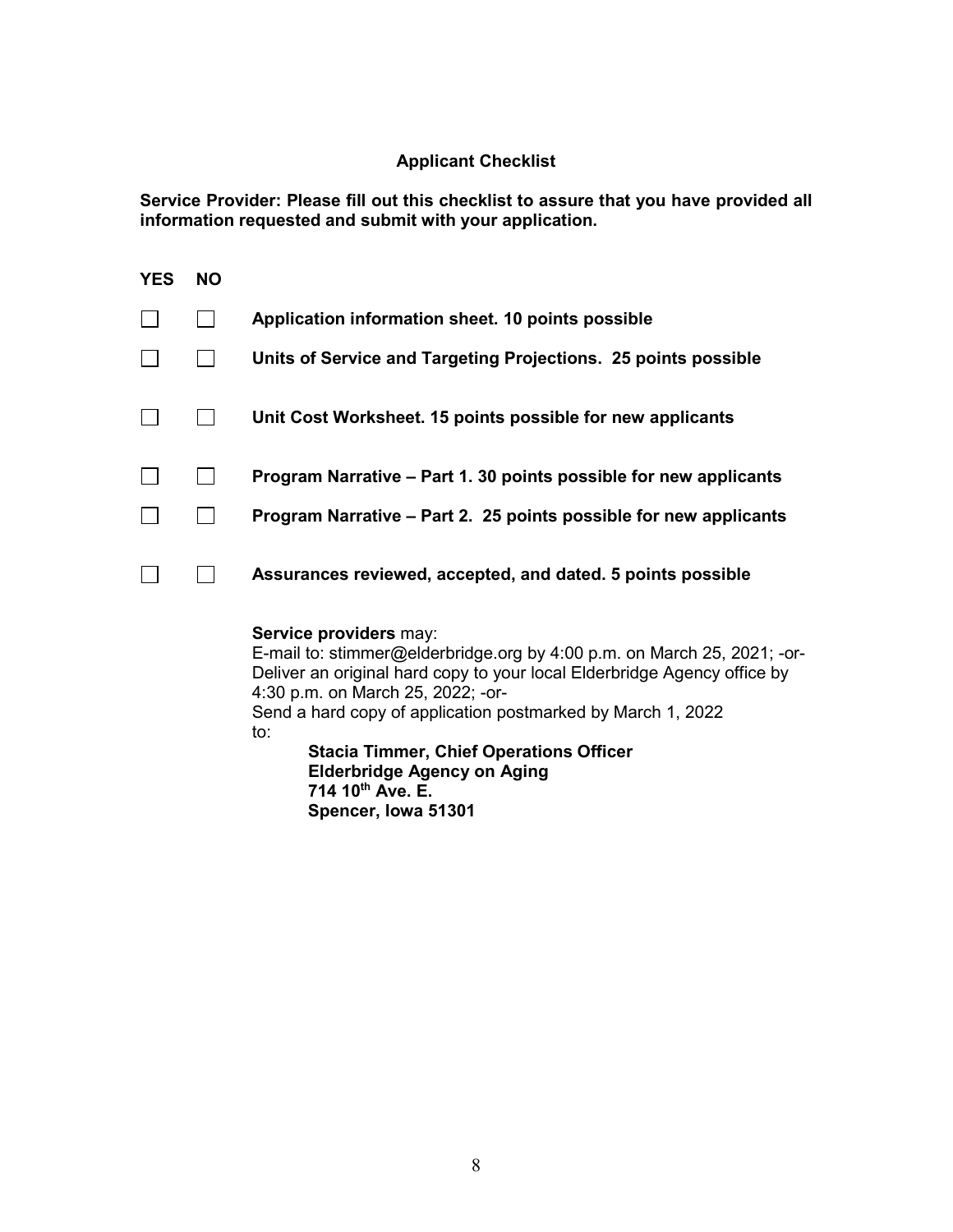## Applicant Checklist

**Service Provider: Please fill out this checklist to assure that you have provided all information requested and submit with your application.**

| YES | NO | |
|---|---|---|
| ☐ | ☐ | **Application information sheet. 10 points possible** |
| ☐ | ☐ | **Units of Service and Targeting Projections. 25 points possible** |
| ☐ | ☐ | **Unit Cost Worksheet. 15 points possible for new applicants** |
| ☐ | ☐ | **Program Narrative – Part 1. 30 points possible for new applicants** |
| ☐ | ☐ | **Program Narrative – Part 2. 25 points possible for new applicants** |
| ☐ | ☐ | **Assurances reviewed, accepted, and dated. 5 points possible** |

**Service providers** may:
E-mail to: stimmer@elderbridge.org by 4:00 p.m. on March 25, 2021; -or-
Deliver an original hard copy to your local Elderbridge Agency office by 4:30 p.m. on March 25, 2022; -or-
Send a hard copy of application postmarked by March 1, 2022
to:

**Stacia Timmer, Chief Operations Officer**
**Elderbridge Agency on Aging**
**714 10th Ave. E.**
**Spencer, Iowa 51301**